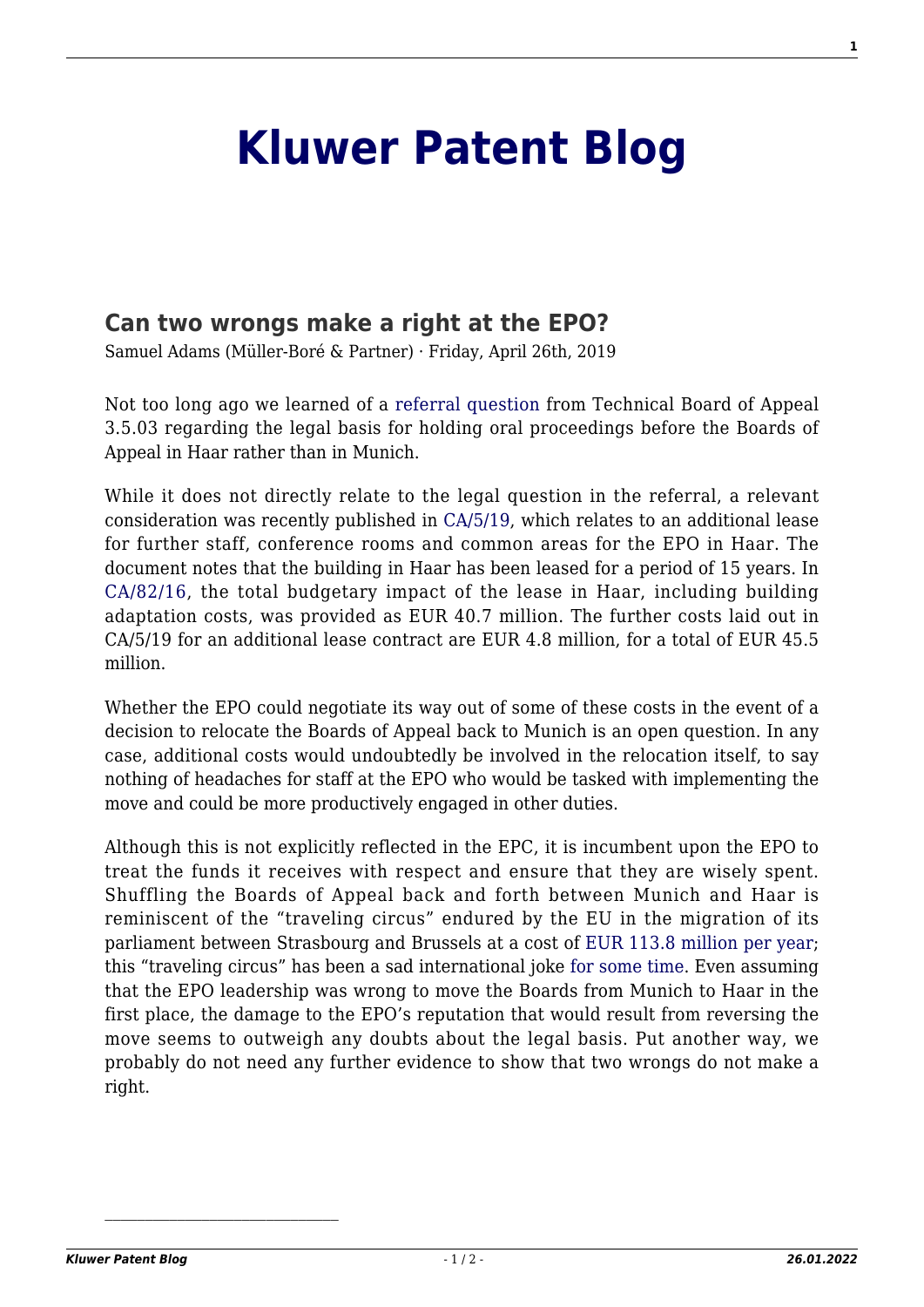# Kluwer Patent Blog

## Can two wrongs make a right at the EPO?

Samuel Adams (Müller-Boré & Partner) · Friday, April 26th, 2019

Not too long ago we learned of a referral question from Technical Board of Appeal 3.5.03 regarding the legal basis for holding oral proceedings before the Boards of Appeal in Haar rather than in Munich.

While it does not directly relate to the legal question in the referral, a relevant consideration was recently published in CA/5/19, which relates to an additional lease for further staff, conference rooms and common areas for the EPO in Haar. The document notes that the building in Haar has been leased for a period of 15 years. In CA/82/16, the total budgetary impact of the lease in Haar, including building adaptation costs, was provided as EUR 40.7 million. The further costs laid out in CA/5/19 for an additional lease contract are EUR 4.8 million, for a total of EUR 45.5 million.

Whether the EPO could negotiate its way out of some of these costs in the event of a decision to relocate the Boards of Appeal back to Munich is an open question. In any case, additional costs would undoubtedly be involved in the relocation itself, to say nothing of headaches for staff at the EPO who would be tasked with implementing the move and could be more productively engaged in other duties.

Although this is not explicitly reflected in the EPC, it is incumbent upon the EPO to treat the funds it receives with respect and ensure that they are wisely spent. Shuffling the Boards of Appeal back and forth between Munich and Haar is reminiscent of the "traveling circus" endured by the EU in the migration of its parliament between Strasbourg and Brussels at a cost of EUR 113.8 million per year; this "traveling circus" has been a sad international joke for some time. Even assuming that the EPO leadership was wrong to move the Boards from Munich to Haar in the first place, the damage to the EPO's reputation that would result from reversing the move seems to outweigh any doubts about the legal basis. Put another way, we probably do not need any further evidence to show that two wrongs do not make a right.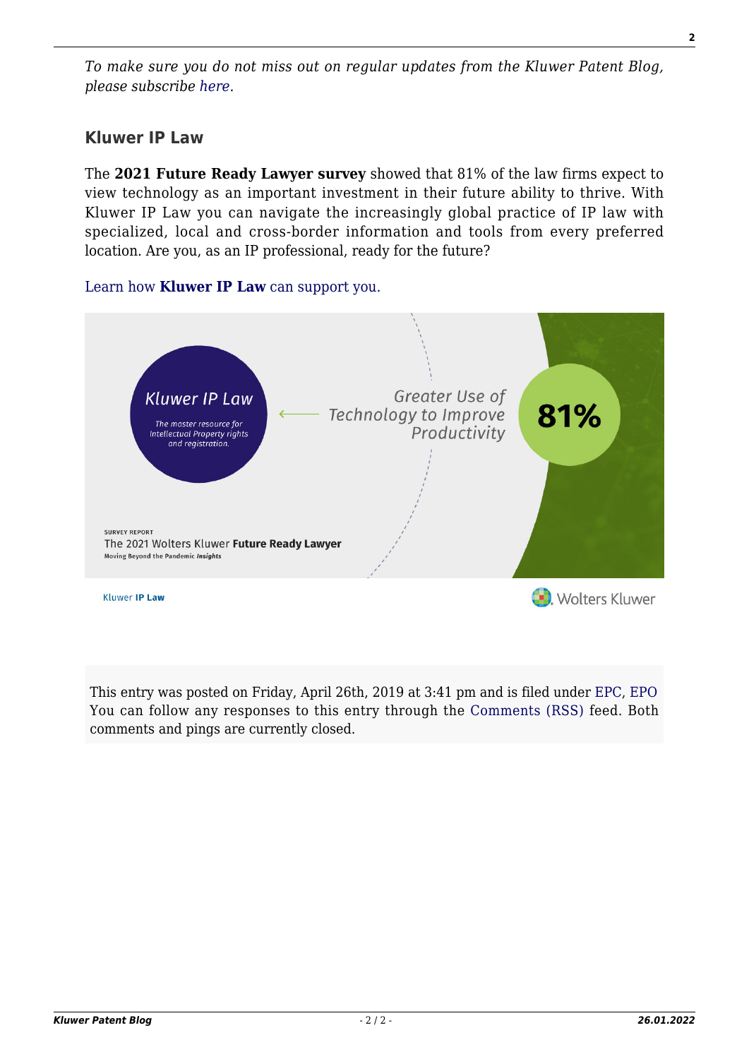*To make sure you do not miss out on regular updates from the Kluwer Patent Blog, please subscribe here.*

### Kluwer IP Law

The **2021 Future Ready Lawyer survey** showed that 81% of the law firms expect to view technology as an important investment in their future ability to thrive. With Kluwer IP Law you can navigate the increasingly global practice of IP law with specialized, local and cross-border information and tools from every preferred location. Are you, as an IP professional, ready for the future?

Learn how **Kluwer IP Law** can support you.

Kluwer IP Law
The master resource for Intellectual Property rights and registration.

Greater Use of Technology to Improve Productivity

81%

SURVEY REPORT
The 2021 Wolters Kluwer **Future Ready Lawyer**
Moving Beyond the Pandemic *Insights*

Kluwer **IP Law**

Wolters Kluwer

This entry was posted on Friday, April 26th, 2019 at 3:41 pm and is filed under EPC, EPO
You can follow any responses to this entry through the Comments (RSS) feed. Both comments and pings are currently closed.